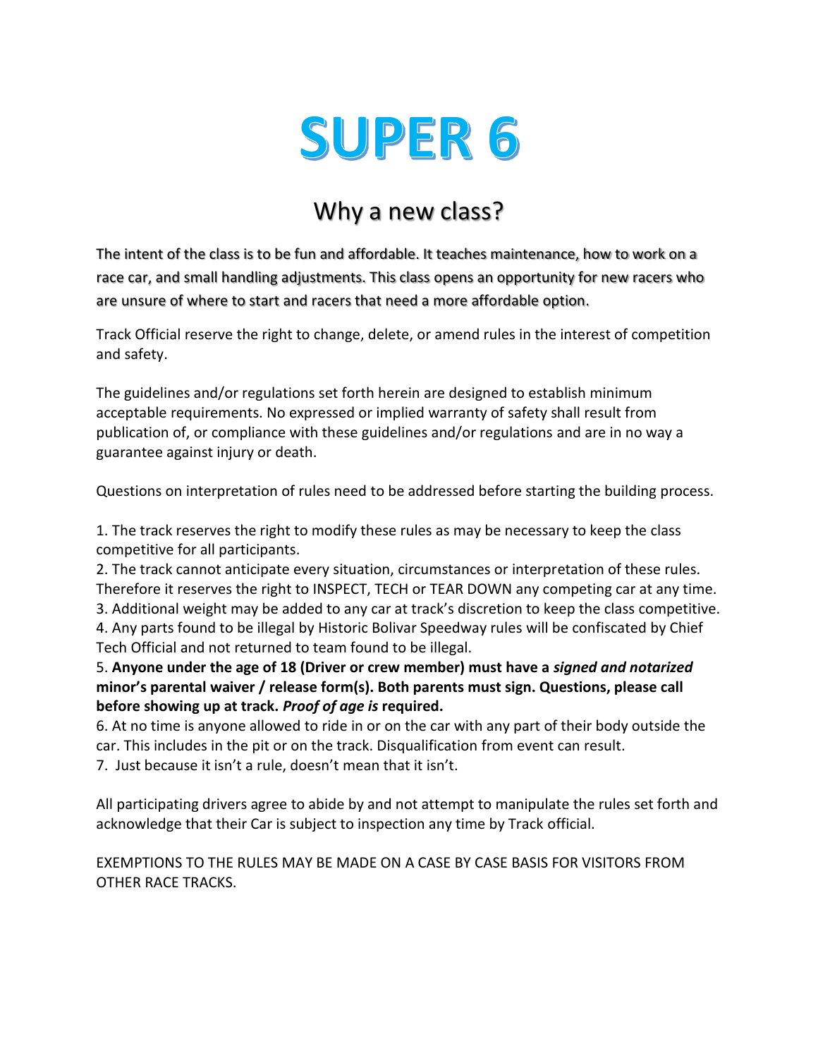# SUPER 6

## Why a new class?

The intent of the class is to be fun and affordable. It teaches maintenance, how to work on a race car, and small handling adjustments. This class opens an opportunity for new racers who are unsure of where to start and racers that need a more affordable option.

Track Official reserve the right to change, delete, or amend rules in the interest of competition and safety.

The guidelines and/or regulations set forth herein are designed to establish minimum acceptable requirements. No expressed or implied warranty of safety shall result from publication of, or compliance with these guidelines and/or regulations and are in no way a guarantee against injury or death.

Questions on interpretation of rules need to be addressed before starting the building process.

1. The track reserves the right to modify these rules as may be necessary to keep the class competitive for all participants.
2. The track cannot anticipate every situation, circumstances or interpretation of these rules. Therefore it reserves the right to INSPECT, TECH or TEAR DOWN any competing car at any time.
3. Additional weight may be added to any car at track's discretion to keep the class competitive.
4. Any parts found to be illegal by Historic Bolivar Speedway rules will be confiscated by Chief Tech Official and not returned to team found to be illegal.
5. **Anyone under the age of 18 (Driver or crew member) must have a *signed and notarized* minor's parental waiver / release form(s). Both parents must sign. Questions, please call before showing up at track. *Proof of age is* required.**
6. At no time is anyone allowed to ride in or on the car with any part of their body outside the car. This includes in the pit or on the track. Disqualification from event can result.
7. Just because it isn't a rule, doesn't mean that it isn't.

All participating drivers agree to abide by and not attempt to manipulate the rules set forth and acknowledge that their Car is subject to inspection any time by Track official.

EXEMPTIONS TO THE RULES MAY BE MADE ON A CASE BY CASE BASIS FOR VISITORS FROM OTHER RACE TRACKS.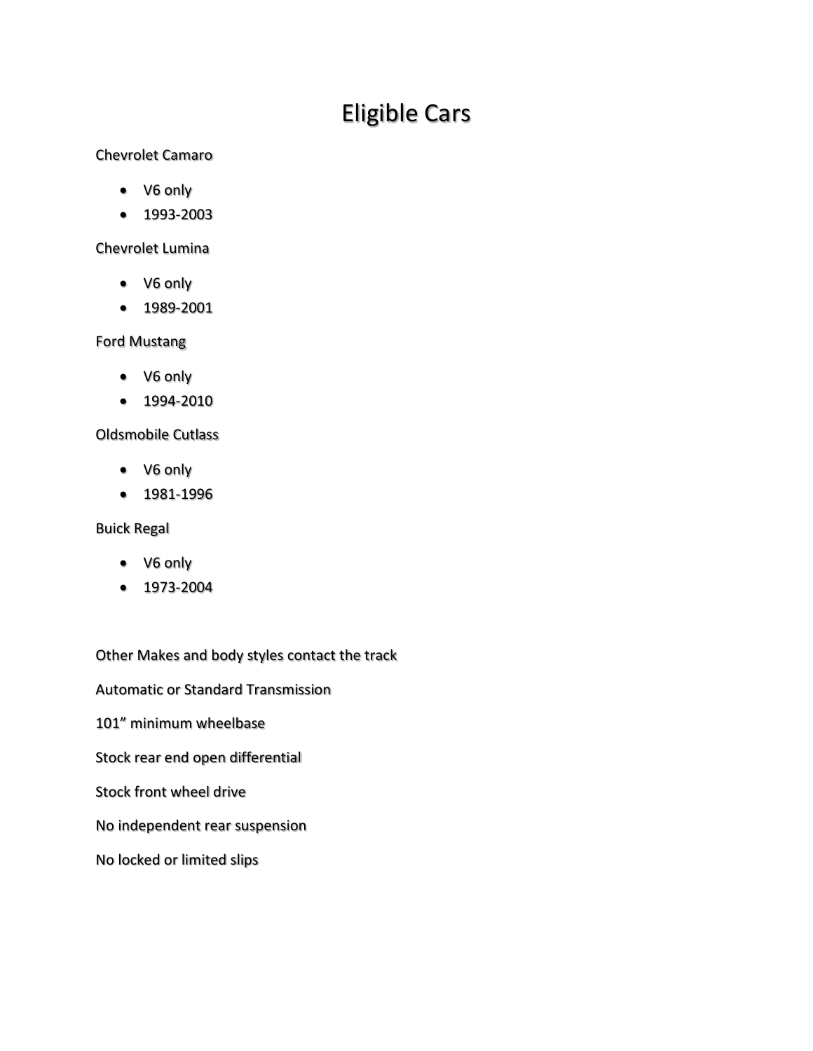# Eligible Cars

Chevrolet Camaro

- V6 only
- 1993-2003

Chevrolet Lumina

- V6 only
- 1989-2001

Ford Mustang

- V6 only
- 1994-2010

Oldsmobile Cutlass

- V6 only
- 1981-1996

Buick Regal

- V6 only
- 1973-2004

Other Makes and body styles contact the track

Automatic or Standard Transmission

101" minimum wheelbase

Stock rear end open differential

Stock front wheel drive

No independent rear suspension

No locked or limited slips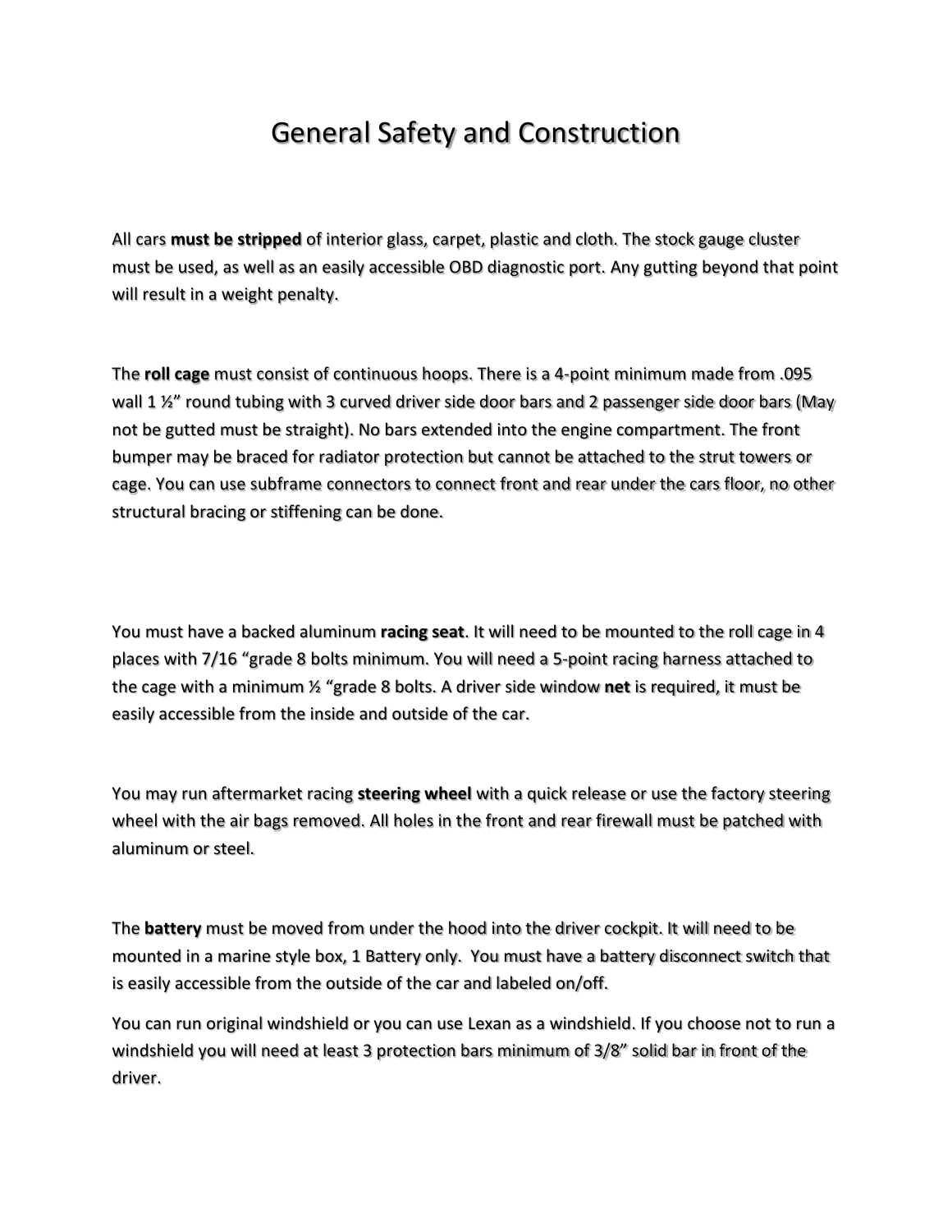# General Safety and Construction

All cars **must be stripped** of interior glass, carpet, plastic and cloth. The stock gauge cluster must be used, as well as an easily accessible OBD diagnostic port. Any gutting beyond that point will result in a weight penalty.

The **roll cage** must consist of continuous hoops. There is a 4-point minimum made from .095 wall 1 ½" round tubing with 3 curved driver side door bars and 2 passenger side door bars (May not be gutted must be straight). No bars extended into the engine compartment. The front bumper may be braced for radiator protection but cannot be attached to the strut towers or cage. You can use subframe connectors to connect front and rear under the cars floor, no other structural bracing or stiffening can be done.

You must have a backed aluminum **racing seat**. It will need to be mounted to the roll cage in 4 places with 7/16 "grade 8 bolts minimum. You will need a 5-point racing harness attached to the cage with a minimum ½ "grade 8 bolts. A driver side window **net** is required, it must be easily accessible from the inside and outside of the car.

You may run aftermarket racing **steering wheel** with a quick release or use the factory steering wheel with the air bags removed. All holes in the front and rear firewall must be patched with aluminum or steel.

The **battery** must be moved from under the hood into the driver cockpit. It will need to be mounted in a marine style box, 1 Battery only. You must have a battery disconnect switch that is easily accessible from the outside of the car and labeled on/off.

You can run original windshield or you can use Lexan as a windshield. If you choose not to run a windshield you will need at least 3 protection bars minimum of 3/8" solid bar in front of the driver.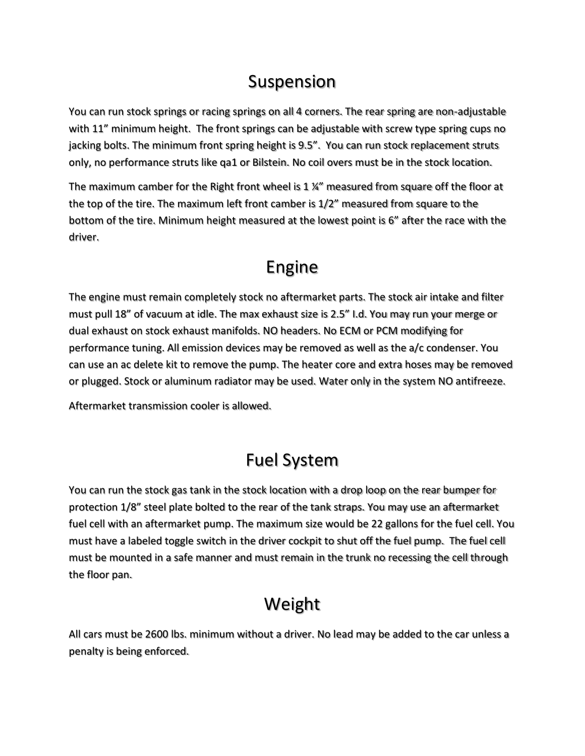## Suspension

You can run stock springs or racing springs on all 4 corners. The rear spring are non-adjustable with 11" minimum height. The front springs can be adjustable with screw type spring cups no jacking bolts. The minimum front spring height is 9.5". You can run stock replacement struts only, no performance struts like qa1 or Bilstein. No coil overs must be in the stock location.

The maximum camber for the Right front wheel is 1 ¼" measured from square off the floor at the top of the tire. The maximum left front camber is 1/2" measured from square to the bottom of the tire. Minimum height measured at the lowest point is 6" after the race with the driver.

## Engine

The engine must remain completely stock no aftermarket parts. The stock air intake and filter must pull 18" of vacuum at idle. The max exhaust size is 2.5" I.d. You may run your merge or dual exhaust on stock exhaust manifolds. NO headers. No ECM or PCM modifying for performance tuning. All emission devices may be removed as well as the a/c condenser. You can use an ac delete kit to remove the pump. The heater core and extra hoses may be removed or plugged. Stock or aluminum radiator may be used. Water only in the system NO antifreeze.

Aftermarket transmission cooler is allowed.

## Fuel System

You can run the stock gas tank in the stock location with a drop loop on the rear bumper for protection 1/8" steel plate bolted to the rear of the tank straps. You may use an aftermarket fuel cell with an aftermarket pump. The maximum size would be 22 gallons for the fuel cell. You must have a labeled toggle switch in the driver cockpit to shut off the fuel pump. The fuel cell must be mounted in a safe manner and must remain in the trunk no recessing the cell through the floor pan.

## Weight

All cars must be 2600 lbs. minimum without a driver. No lead may be added to the car unless a penalty is being enforced.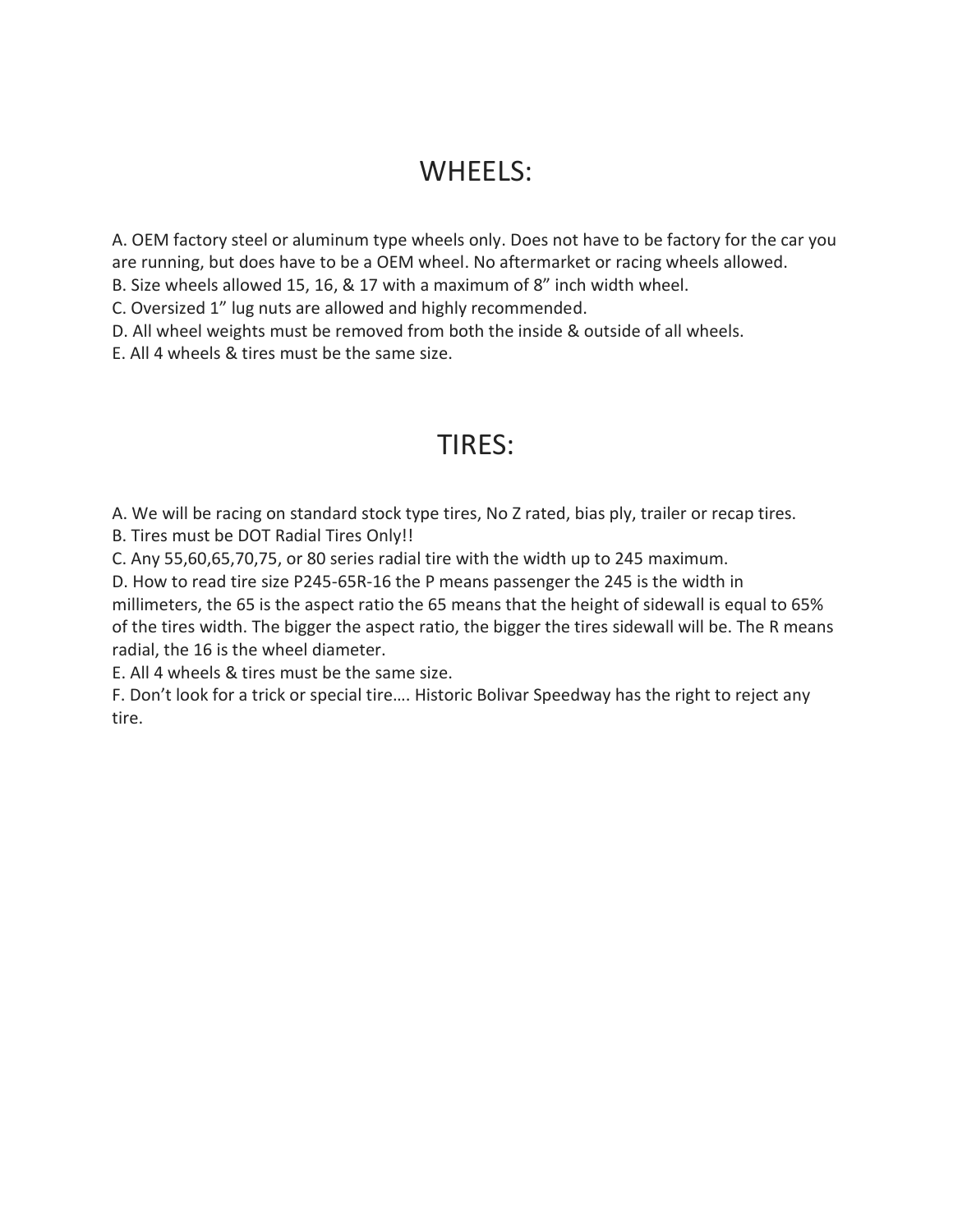## WHEELS:

A. OEM factory steel or aluminum type wheels only. Does not have to be factory for the car you are running, but does have to be a OEM wheel. No aftermarket or racing wheels allowed.
B. Size wheels allowed 15, 16, & 17 with a maximum of 8" inch width wheel.
C. Oversized 1" lug nuts are allowed and highly recommended.
D. All wheel weights must be removed from both the inside & outside of all wheels.
E. All 4 wheels & tires must be the same size.

## TIRES:

A. We will be racing on standard stock type tires, No Z rated, bias ply, trailer or recap tires.
B. Tires must be DOT Radial Tires Only!!
C. Any 55,60,65,70,75, or 80 series radial tire with the width up to 245 maximum.
D. How to read tire size P245-65R-16 the P means passenger the 245 is the width in millimeters, the 65 is the aspect ratio the 65 means that the height of sidewall is equal to 65% of the tires width. The bigger the aspect ratio, the bigger the tires sidewall will be. The R means radial, the 16 is the wheel diameter.
E. All 4 wheels & tires must be the same size.
F. Don't look for a trick or special tire…. Historic Bolivar Speedway has the right to reject any tire.